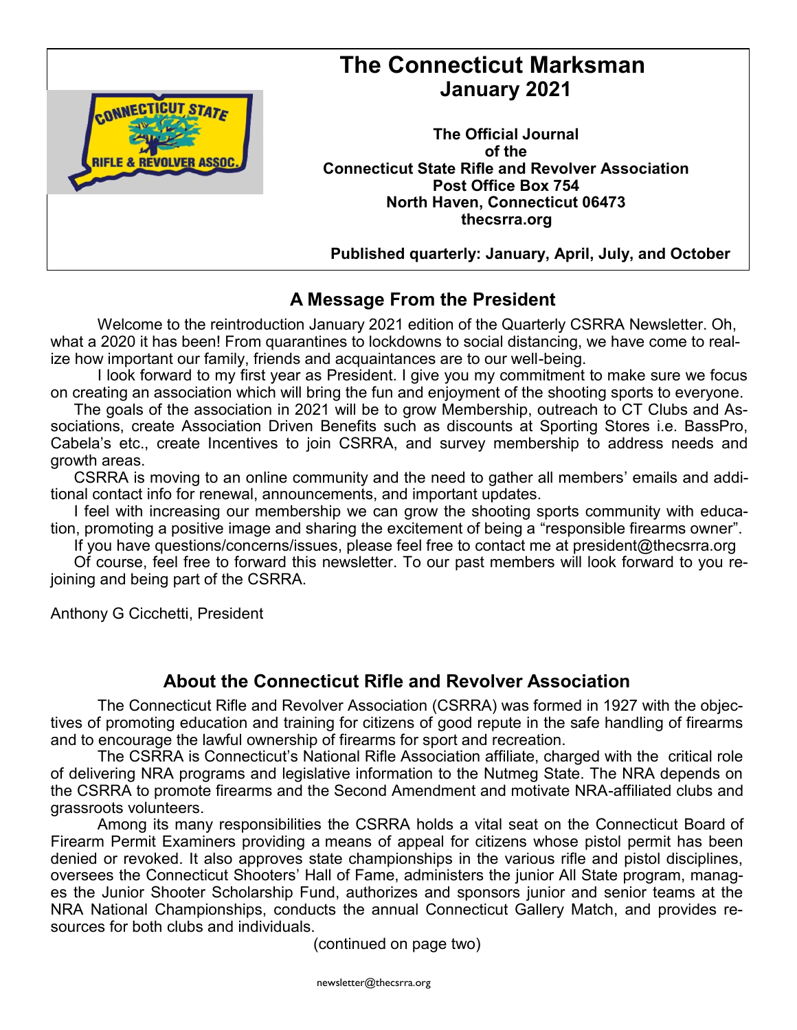# The Connecticut Marksman

## January 2021

**The Official Journal**
**of the**
**Connecticut State Rifle and Revolver Association**
**Post Office Box 754**
**North Haven, Connecticut 06473**
**thecsrra.org**

**Published quarterly: January, April, July, and October**

## A Message From the President

Welcome to the reintroduction January 2021 edition of the Quarterly CSRRA Newsletter. Oh, what a 2020 it has been! From quarantines to lockdowns to social distancing, we have come to realize how important our family, friends and acquaintances are to our well-being.

I look forward to my first year as President. I give you my commitment to make sure we focus on creating an association which will bring the fun and enjoyment of the shooting sports to everyone.

The goals of the association in 2021 will be to grow Membership, outreach to CT Clubs and Associations, create Association Driven Benefits such as discounts at Sporting Stores i.e. BassPro, Cabela's etc., create Incentives to join CSRRA, and survey membership to address needs and growth areas.

CSRRA is moving to an online community and the need to gather all members' emails and additional contact info for renewal, announcements, and important updates.

I feel with increasing our membership we can grow the shooting sports community with education, promoting a positive image and sharing the excitement of being a "responsible firearms owner".

If you have questions/concerns/issues, please feel free to contact me at president@thecsrra.org

Of course, feel free to forward this newsletter. To our past members will look forward to you rejoining and being part of the CSRRA.

Anthony G Cicchetti, President

## About the Connecticut Rifle and Revolver Association

The Connecticut Rifle and Revolver Association (CSRRA) was formed in 1927 with the objectives of promoting education and training for citizens of good repute in the safe handling of firearms and to encourage the lawful ownership of firearms for sport and recreation.

The CSRRA is Connecticut's National Rifle Association affiliate, charged with the critical role of delivering NRA programs and legislative information to the Nutmeg State. The NRA depends on the CSRRA to promote firearms and the Second Amendment and motivate NRA-affiliated clubs and grassroots volunteers.

Among its many responsibilities the CSRRA holds a vital seat on the Connecticut Board of Firearm Permit Examiners providing a means of appeal for citizens whose pistol permit has been denied or revoked. It also approves state championships in the various rifle and pistol disciplines, oversees the Connecticut Shooters' Hall of Fame, administers the junior All State program, manages the Junior Shooter Scholarship Fund, authorizes and sponsors junior and senior teams at the NRA National Championships, conducts the annual Connecticut Gallery Match, and provides resources for both clubs and individuals.

(continued on page two)

newsletter@thecsrra.org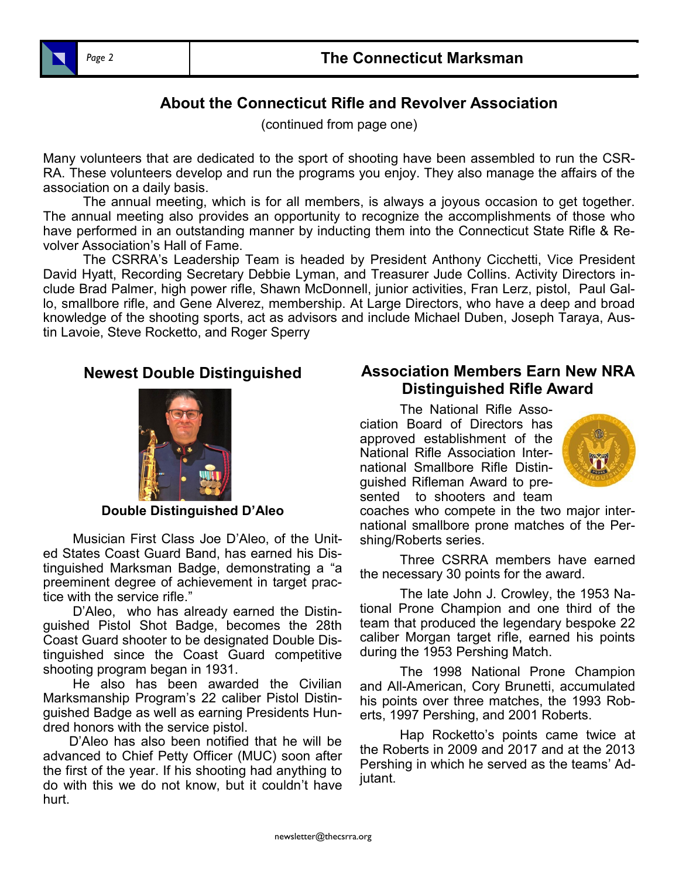## About the Connecticut Rifle and Revolver Association

(continued from page one)

Many volunteers that are dedicated to the sport of shooting have been assembled to run the CSRRA. These volunteers develop and run the programs you enjoy. They also manage the affairs of the association on a daily basis.

The annual meeting, which is for all members, is always a joyous occasion to get together. The annual meeting also provides an opportunity to recognize the accomplishments of those who have performed in an outstanding manner by inducting them into the Connecticut State Rifle & Revolver Association's Hall of Fame.

The CSRRA's Leadership Team is headed by President Anthony Cicchetti, Vice President David Hyatt, Recording Secretary Debbie Lyman, and Treasurer Jude Collins. Activity Directors include Brad Palmer, high power rifle, Shawn McDonnell, junior activities, Fran Lerz, pistol, Paul Gallo, smallbore rifle, and Gene Alverez, membership. At Large Directors, who have a deep and broad knowledge of the shooting sports, act as advisors and include Michael Duben, Joseph Taraya, Austin Lavoie, Steve Rocketto, and Roger Sperry

## Newest Double Distinguished

**Double Distinguished D'Aleo**

Musician First Class Joe D'Aleo, of the United States Coast Guard Band, has earned his Distinguished Marksman Badge, demonstrating a "a preeminent degree of achievement in target practice with the service rifle."

D'Aleo, who has already earned the Distinguished Pistol Shot Badge, becomes the 28th Coast Guard shooter to be designated Double Distinguished since the Coast Guard competitive shooting program began in 1931.

He also has been awarded the Civilian Marksmanship Program's 22 caliber Pistol Distinguished Badge as well as earning Presidents Hundred honors with the service pistol.

D'Aleo has also been notified that he will be advanced to Chief Petty Officer (MUC) soon after the first of the year. If his shooting had anything to do with this we do not know, but it couldn't have hurt.

## Association Members Earn New NRA Distinguished Rifle Award

The National Rifle Association Board of Directors has approved establishment of the National Rifle Association International Smallbore Rifle Distinguished Rifleman Award to presented to shooters and team coaches who compete in the two major international smallbore prone matches of the Pershing/Roberts series.

Three CSRRA members have earned the necessary 30 points for the award.

The late John J. Crowley, the 1953 National Prone Champion and one third of the team that produced the legendary bespoke 22 caliber Morgan target rifle, earned his points during the 1953 Pershing Match.

The 1998 National Prone Champion and All-American, Cory Brunetti, accumulated his points over three matches, the 1993 Roberts, 1997 Pershing, and 2001 Roberts.

Hap Rocketto's points came twice at the Roberts in 2009 and 2017 and at the 2013 Pershing in which he served as the teams' Adjutant.

newsletter@thecsrra.org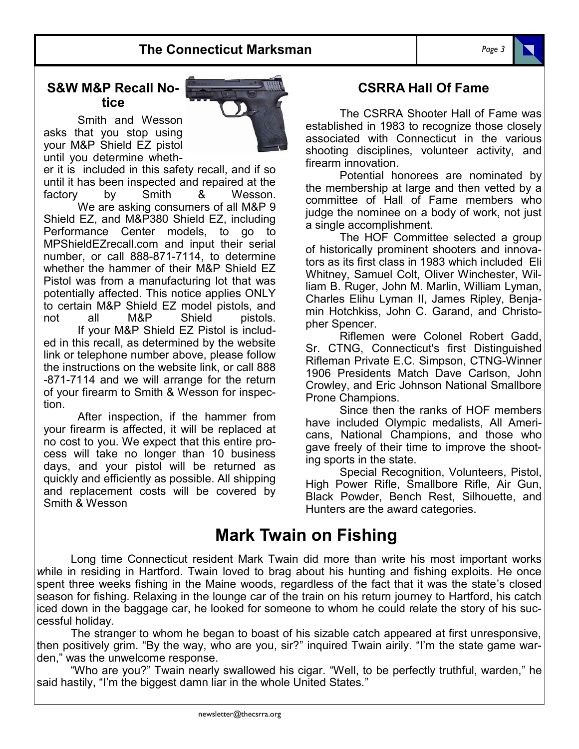## S&W M&P Recall Notice

Smith and Wesson asks that you stop using your M&P Shield EZ pistol until you determine whether it is included in this safety recall, and if so until it has been inspected and repaired at the factory by Smith & Wesson.

We are asking consumers of all M&P 9 Shield EZ, and M&P380 Shield EZ, including Performance Center models, to go to MPShieldEZrecall.com and input their serial number, or call 888-871-7114, to determine whether the hammer of their M&P Shield EZ Pistol was from a manufacturing lot that was potentially affected. This notice applies ONLY to certain M&P Shield EZ model pistols, and not all M&P Shield pistols.

If your M&P Shield EZ Pistol is included in this recall, as determined by the website link or telephone number above, please follow the instructions on the website link, or call 888-871-7114 and we will arrange for the return of your firearm to Smith & Wesson for inspection.

After inspection, if the hammer from your firearm is affected, it will be replaced at no cost to you. We expect that this entire process will take no longer than 10 business days, and your pistol will be returned as quickly and efficiently as possible. All shipping and replacement costs will be covered by Smith & Wesson

## CSRRA Hall Of Fame

The CSRRA Shooter Hall of Fame was established in 1983 to recognize those closely associated with Connecticut in the various shooting disciplines, volunteer activity, and firearm innovation.

Potential honorees are nominated by the membership at large and then vetted by a committee of Hall of Fame members who judge the nominee on a body of work, not just a single accomplishment.

The HOF Committee selected a group of historically prominent shooters and innovators as its first class in 1983 which included Eli Whitney, Samuel Colt, Oliver Winchester, William B. Ruger, John M. Marlin, William Lyman, Charles Elihu Lyman II, James Ripley, Benjamin Hotchkiss, John C. Garand, and Christopher Spencer.

Riflemen were Colonel Robert Gadd, Sr. CTNG, Connecticut's first Distinguished Rifleman Private E.C. Simpson, CTNG-Winner 1906 Presidents Match Dave Carlson, John Crowley, and Eric Johnson National Smallbore Prone Champions.

Since then the ranks of HOF members have included Olympic medalists, All Americans, National Champions, and those who gave freely of their time to improve the shooting sports in the state.

Special Recognition, Volunteers, Pistol, High Power Rifle, Smallbore Rifle, Air Gun, Black Powder, Bench Rest, Silhouette, and Hunters are the award categories.

# Mark Twain on Fishing

Long time Connecticut resident Mark Twain did more than write his most important works *w*hile in residing in Hartford. Twain loved to brag about his hunting and fishing exploits. He once spent three weeks fishing in the Maine woods, regardless of the fact that it was the state's closed season for fishing. Relaxing in the lounge car of the train on his return journey to Hartford, his catch iced down in the baggage car, he looked for someone to whom he could relate the story of his successful holiday.

The stranger to whom he began to boast of his sizable catch appeared at first unresponsive, then positively grim. "By the way, who are you, sir?" inquired Twain airily. "I'm the state game warden," was the unwelcome response.

"Who are you?" Twain nearly swallowed his cigar. "Well, to be perfectly truthful, warden," he said hastily, "I'm the biggest damn liar in the whole United States."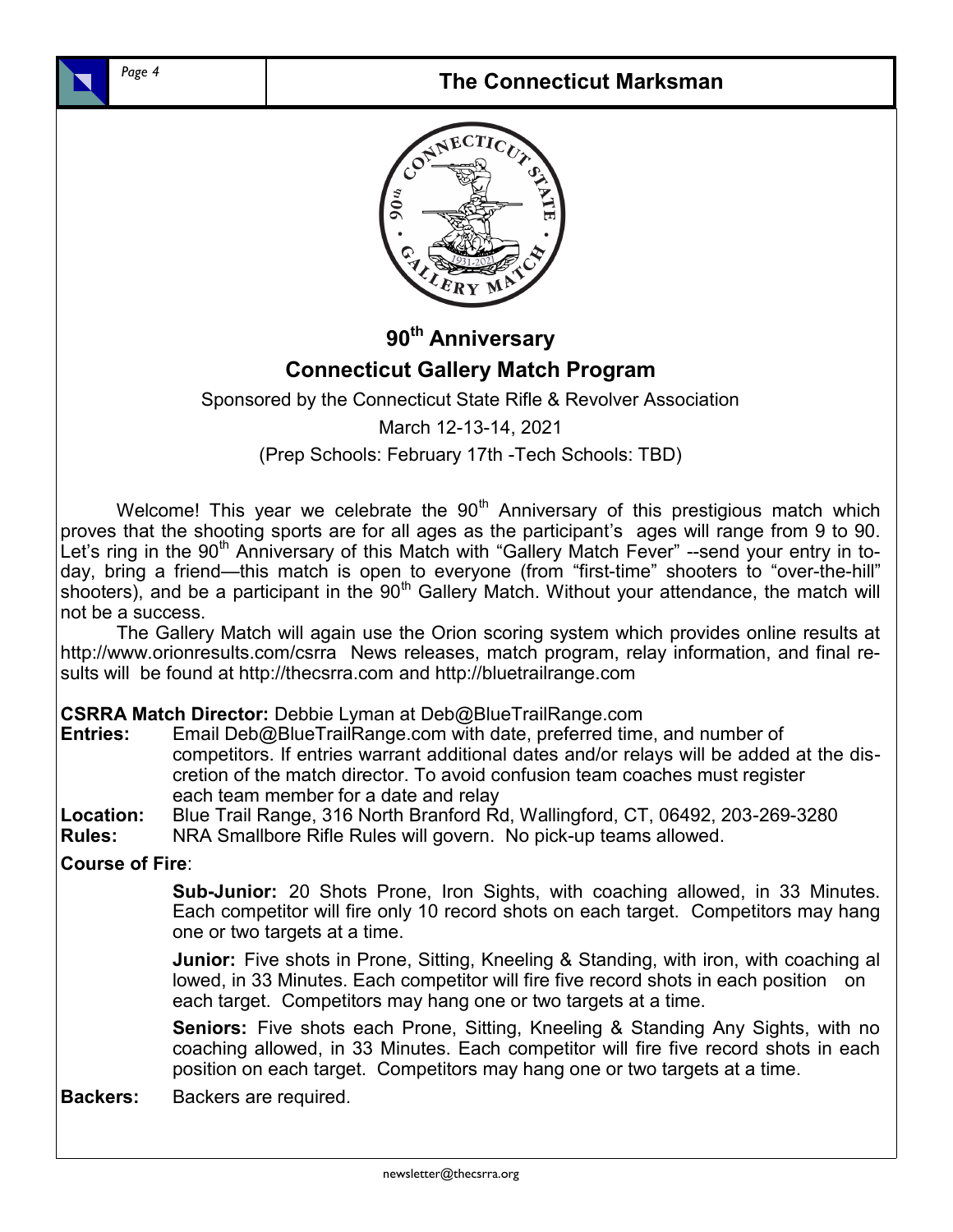# 90th Anniversary

## Connecticut Gallery Match Program

Sponsored by the Connecticut State Rifle & Revolver Association

March 12-13-14, 2021

(Prep Schools: February 17th -Tech Schools: TBD)

Welcome! This year we celebrate the 90th Anniversary of this prestigious match which proves that the shooting sports are for all ages as the participant's ages will range from 9 to 90. Let's ring in the 90th Anniversary of this Match with "Gallery Match Fever" --send your entry in today, bring a friend—this match is open to everyone (from "first-time" shooters to "over-the-hill" shooters), and be a participant in the 90th Gallery Match. Without your attendance, the match will not be a success.

The Gallery Match will again use the Orion scoring system which provides online results at http://www.orionresults.com/csrra News releases, match program, relay information, and final results will be found at http://thecsrra.com and http://bluetrailrange.com

**CSRRA Match Director:** Debbie Lyman at Deb@BlueTrailRange.com

**Entries:** Email Deb@BlueTrailRange.com with date, preferred time, and number of competitors. If entries warrant additional dates and/or relays will be added at the discretion of the match director. To avoid confusion team coaches must register each team member for a date and relay

**Location:** Blue Trail Range, 316 North Branford Rd, Wallingford, CT, 06492, 203-269-3280

**Rules:** NRA Smallbore Rifle Rules will govern. No pick-up teams allowed.

**Course of Fire**:

**Sub-Junior:** 20 Shots Prone, Iron Sights, with coaching allowed, in 33 Minutes. Each competitor will fire only 10 record shots on each target. Competitors may hang one or two targets at a time.

**Junior:** Five shots in Prone, Sitting, Kneeling & Standing, with iron, with coaching al lowed, in 33 Minutes. Each competitor will fire five record shots in each position on each target. Competitors may hang one or two targets at a time.

**Seniors:** Five shots each Prone, Sitting, Kneeling & Standing Any Sights, with no coaching allowed, in 33 Minutes. Each competitor will fire five record shots in each position on each target. Competitors may hang one or two targets at a time.

**Backers:** Backers are required.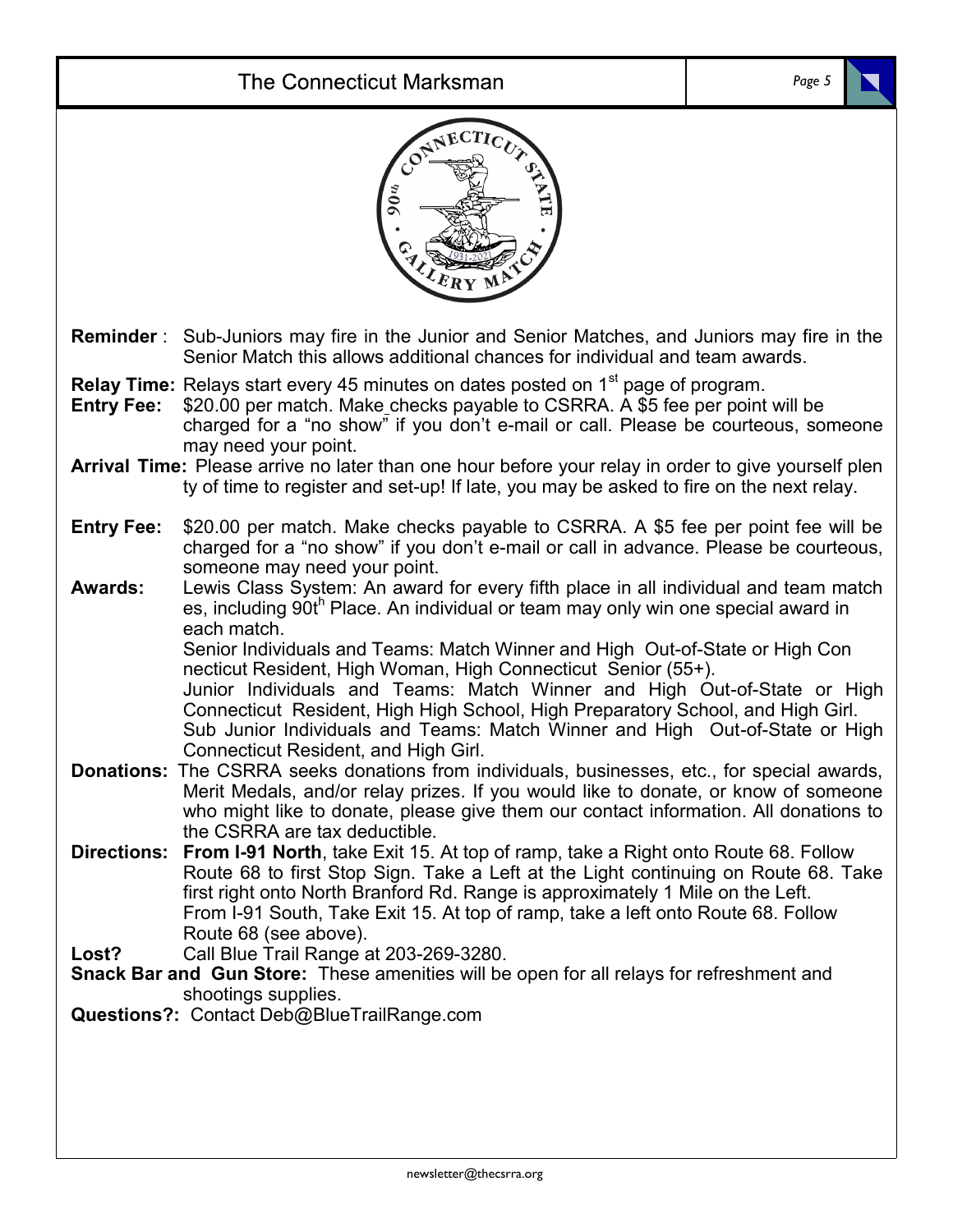**Reminder** : Sub-Juniors may fire in the Junior and Senior Matches, and Juniors may fire in the Senior Match this allows additional chances for individual and team awards.

**Relay Time:** Relays start every 45 minutes on dates posted on 1st page of program.

**Entry Fee:** $20.00 per match. Make checks payable to CSRRA. A $5 fee per point will be charged for a "no show" if you don't e-mail or call. Please be courteous, someone may need your point.

**Arrival Time:** Please arrive no later than one hour before your relay in order to give yourself plenty of time to register and set-up! If late, you may be asked to fire on the next relay.

**Entry Fee:** $20.00 per match. Make checks payable to CSRRA. A $5 fee per point fee will be charged for a "no show" if you don't e-mail or call in advance. Please be courteous, someone may need your point.

**Awards:** Lewis Class System: An award for every fifth place in all individual and team matches, including 90th Place. An individual or team may only win one special award in each match.

Senior Individuals and Teams: Match Winner and High Out-of-State or High Connecticut Resident, High Woman, High Connecticut Senior (55+).

Junior Individuals and Teams: Match Winner and High Out-of-State or High Connecticut Resident, High High School, High Preparatory School, and High Girl.

Sub Junior Individuals and Teams: Match Winner and High Out-of-State or High Connecticut Resident, and High Girl.

**Donations:** The CSRRA seeks donations from individuals, businesses, etc., for special awards, Merit Medals, and/or relay prizes. If you would like to donate, or know of someone who might like to donate, please give them our contact information. All donations to the CSRRA are tax deductible.

**Directions:** **From I-91 North**, take Exit 15. At top of ramp, take a Right onto Route 68. Follow Route 68 to first Stop Sign. Take a Left at the Light continuing on Route 68. Take first right onto North Branford Rd. Range is approximately 1 Mile on the Left.
From I-91 South, Take Exit 15. At top of ramp, take a left onto Route 68. Follow Route 68 (see above).

**Lost?** Call Blue Trail Range at 203-269-3280.

**Snack Bar and Gun Store:** These amenities will be open for all relays for refreshment and shootings supplies.

**Questions?:** Contact Deb@BlueTrailRange.com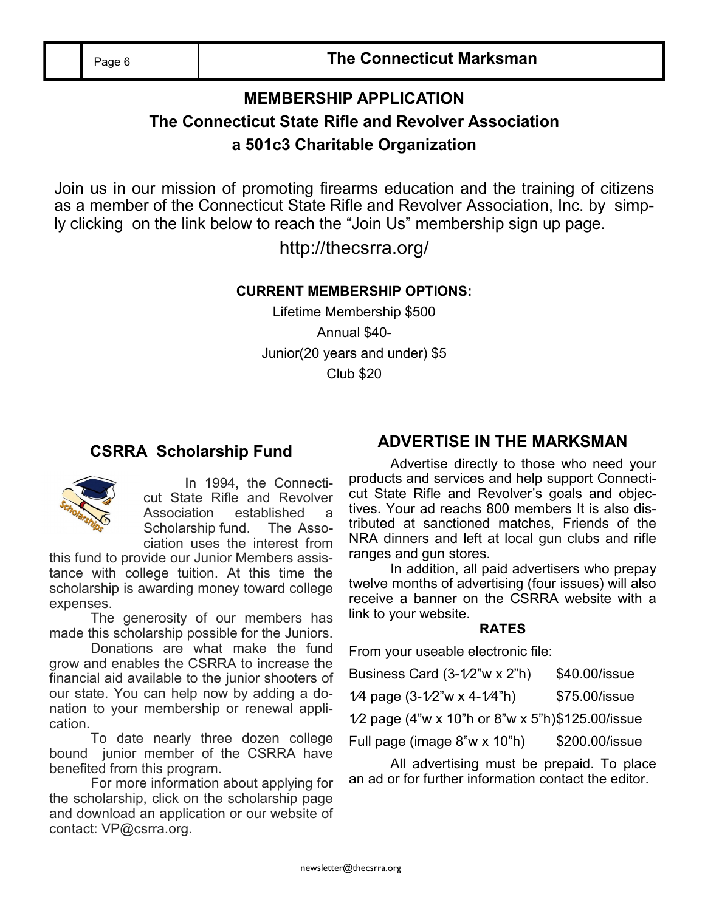# MEMBERSHIP APPLICATION

## The Connecticut State Rifle and Revolver Association

## a 501c3 Charitable Organization

Join us in our mission of promoting firearms education and the training of citizens as a member of the Connecticut State Rifle and Revolver Association, Inc. by simply clicking on the link below to reach the "Join Us" membership sign up page.

http://thecsrra.org/

**CURRENT MEMBERSHIP OPTIONS:**

Lifetime Membership $500

Annual $40-

Junior(20 years and under) $5

Club $20

## CSRRA Scholarship Fund

In 1994, the Connecticut State Rifle and Revolver Association established a Scholarship fund. The Association uses the interest from this fund to provide our Junior Members assistance with college tuition. At this time the scholarship is awarding money toward college expenses.

The generosity of our members has made this scholarship possible for the Juniors.

Donations are what make the fund grow and enables the CSRRA to increase the financial aid available to the junior shooters of our state. You can help now by adding a donation to your membership or renewal application.

To date nearly three dozen college bound junior member of the CSRRA have benefited from this program.

For more information about applying for the scholarship, click on the scholarship page and download an application or our website of contact: VP@csrra.org.

## ADVERTISE IN THE MARKSMAN

Advertise directly to those who need your products and services and help support Connecticut State Rifle and Revolver's goals and objectives. Your ad reachs 800 members It is also distributed at sanctioned matches, Friends of the NRA dinners and left at local gun clubs and rifle ranges and gun stores.

In addition, all paid advertisers who prepay twelve months of advertising (four issues) will also receive a banner on the CSRRA website with a link to your website.

**RATES**

From your useable electronic file:

| | |
|---|---|
| Business Card (3-1⁄2"w x 2"h) | $40.00/issue |
| 1⁄4 page (3-1⁄2"w x 4-1⁄4"h) | $75.00/issue |
| 1⁄2 page (4"w x 10"h or 8"w x 5"h) | $125.00/issue |
| Full page (image 8"w x 10"h) | $200.00/issue |

All advertising must be prepaid. To place an ad or for further information contact the editor.

newsletter@thecsrra.org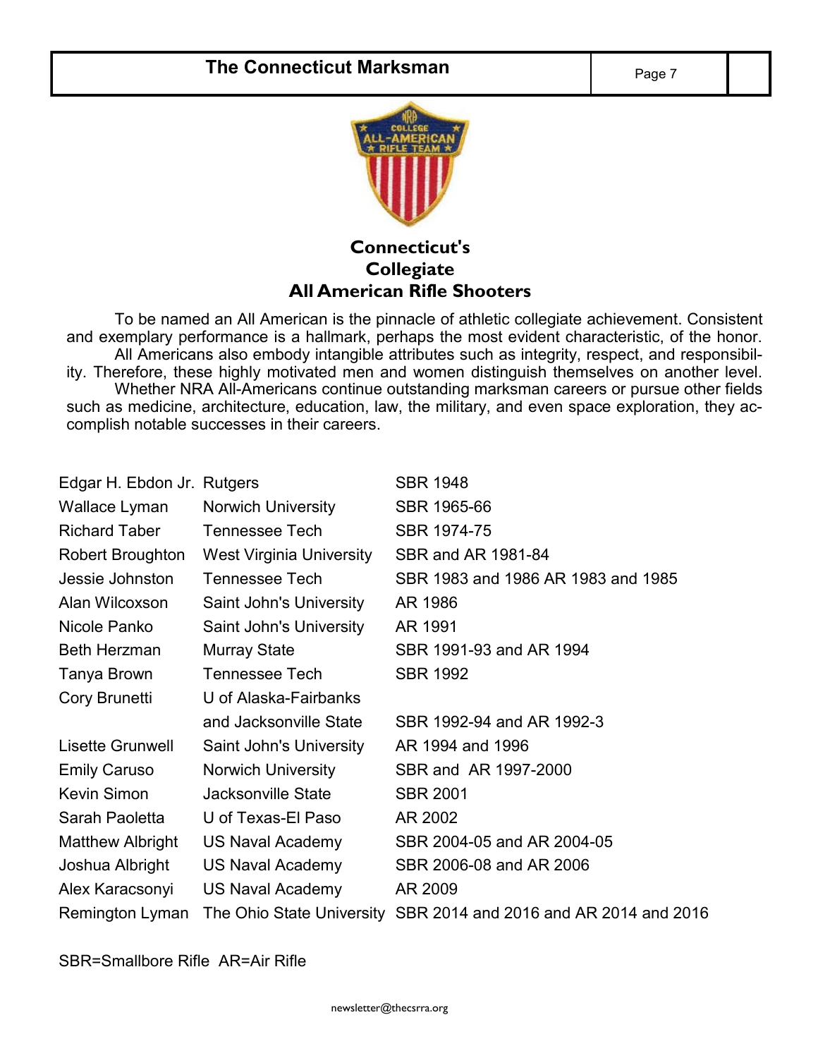## Connecticut's Collegiate All American Rifle Shooters

To be named an All American is the pinnacle of athletic collegiate achievement. Consistent and exemplary performance is a hallmark, perhaps the most evident characteristic, of the honor.

All Americans also embody intangible attributes such as integrity, respect, and responsibility. Therefore, these highly motivated men and women distinguish themselves on another level.

Whether NRA All-Americans continue outstanding marksman careers or pursue other fields such as medicine, architecture, education, law, the military, and even space exploration, they accomplish notable successes in their careers.

| | | |
|---|---|---|
| Edgar H. Ebdon Jr. | Rutgers | SBR 1948 |
| Wallace Lyman | Norwich University | SBR 1965-66 |
| Richard Taber | Tennessee Tech | SBR 1974-75 |
| Robert Broughton | West Virginia University | SBR and AR 1981-84 |
| Jessie Johnston | Tennessee Tech | SBR 1983 and 1986 AR 1983 and 1985 |
| Alan Wilcoxson | Saint John's University | AR 1986 |
| Nicole Panko | Saint John's University | AR 1991 |
| Beth Herzman | Murray State | SBR 1991-93 and AR 1994 |
| Tanya Brown | Tennessee Tech | SBR 1992 |
| Cory Brunetti | U of Alaska-Fairbanks and Jacksonville State | SBR 1992-94 and AR 1992-3 |
| Lisette Grunwell | Saint John's University | AR 1994 and 1996 |
| Emily Caruso | Norwich University | SBR and AR 1997-2000 |
| Kevin Simon | Jacksonville State | SBR 2001 |
| Sarah Paoletta | U of Texas-El Paso | AR 2002 |
| Matthew Albright | US Naval Academy | SBR 2004-05 and AR 2004-05 |
| Joshua Albright | US Naval Academy | SBR 2006-08 and AR 2006 |
| Alex Karacsonyi | US Naval Academy | AR 2009 |
| Remington Lyman | The Ohio State University | SBR 2014 and 2016 and AR 2014 and 2016 |

SBR=Smallbore Rifle AR=Air Rifle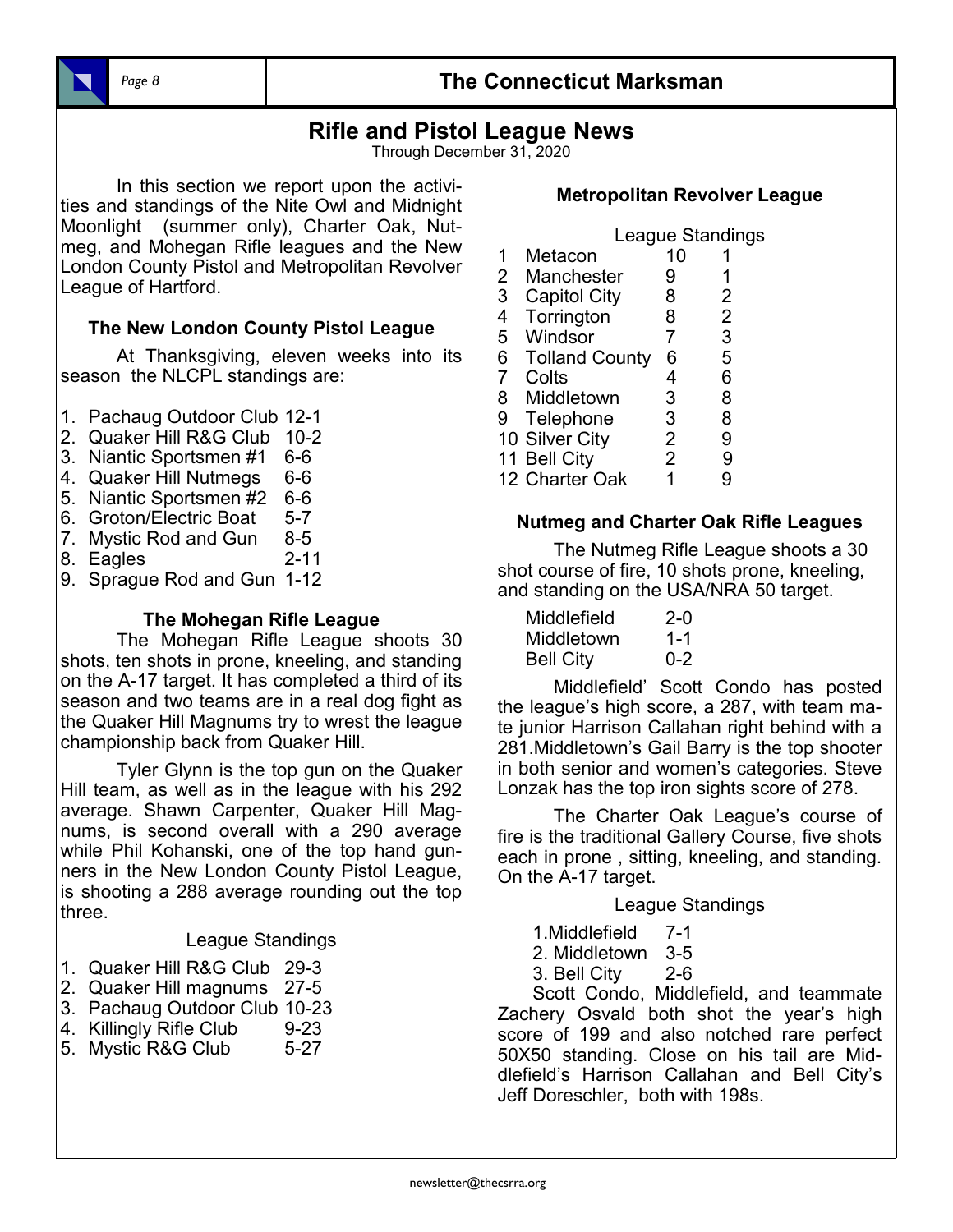## Rifle and Pistol League News

Through December 31, 2020

In this section we report upon the activities and standings of the Nite Owl and Midnight Moonlight (summer only), Charter Oak, Nutmeg, and Mohegan Rifle leagues and the New London County Pistol and Metropolitan Revolver League of Hartford.

### The New London County Pistol League

At Thanksgiving, eleven weeks into its season the NLCPL standings are:

1. Pachaug Outdoor Club 12-1
2. Quaker Hill R&G Club 10-2
3. Niantic Sportsmen #1 6-6
4. Quaker Hill Nutmegs 6-6
5. Niantic Sportsmen #2 6-6
6. Groton/Electric Boat 5-7
7. Mystic Rod and Gun 8-5
8. Eagles 2-11
9. Sprague Rod and Gun 1-12

### The Mohegan Rifle League

The Mohegan Rifle League shoots 30 shots, ten shots in prone, kneeling, and standing on the A-17 target. It has completed a third of its season and two teams are in a real dog fight as the Quaker Hill Magnums try to wrest the league championship back from Quaker Hill.

Tyler Glynn is the top gun on the Quaker Hill team, as well as in the league with his 292 average. Shawn Carpenter, Quaker Hill Magnums, is second overall with a 290 average while Phil Kohanski, one of the top hand gunners in the New London County Pistol League, is shooting a 288 average rounding out the top three.

League Standings

1. Quaker Hill R&G Club 29-3
2. Quaker Hill magnums 27-5
3. Pachaug Outdoor Club 10-23
4. Killingly Rifle Club 9-23
5. Mystic R&G Club 5-27

### Metropolitan Revolver League

League Standings

| | Team | W | L |
|---|---|---|---|
| 1 | Metacon | 10 | 1 |
| 2 | Manchester | 9 | 1 |
| 3 | Capitol City | 8 | 2 |
| 4 | Torrington | 8 | 2 |
| 5 | Windsor | 7 | 3 |
| 6 | Tolland County | 6 | 5 |
| 7 | Colts | 4 | 6 |
| 8 | Middletown | 3 | 8 |
| 9 | Telephone | 3 | 8 |
| 10 | Silver City | 2 | 9 |
| 11 | Bell City | 2 | 9 |
| 12 | Charter Oak | 1 | 9 |

### Nutmeg and Charter Oak Rifle Leagues

The Nutmeg Rifle League shoots a 30 shot course of fire, 10 shots prone, kneeling, and standing on the USA/NRA 50 target.

| Team | Record |
|---|---|
| Middlefield | 2-0 |
| Middletown | 1-1 |
| Bell City | 0-2 |

Middlefield' Scott Condo has posted the league's high score, a 287, with team mate junior Harrison Callahan right behind with a 281.Middletown's Gail Barry is the top shooter in both senior and women's categories. Steve Lonzak has the top iron sights score of 278.

The Charter Oak League's course of fire is the traditional Gallery Course, five shots each in prone , sitting, kneeling, and standing. On the A-17 target.

League Standings

1. Middlefield 7-1
2. Middletown 3-5
3. Bell City 2-6

Scott Condo, Middlefield, and teammate Zachery Osvald both shot the year's high score of 199 and also notched rare perfect 50X50 standing. Close on his tail are Middlefield's Harrison Callahan and Bell City's Jeff Doreschler, both with 198s.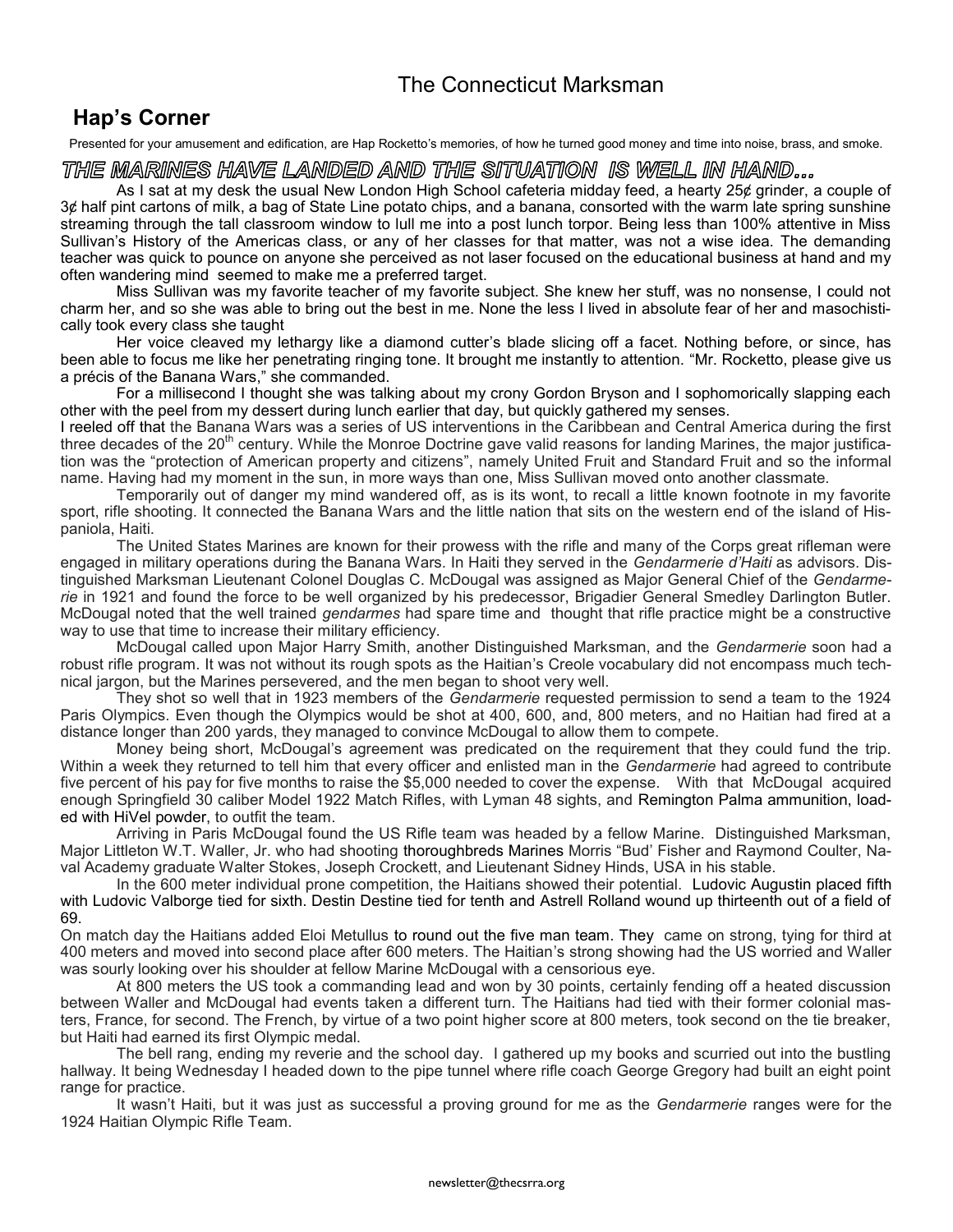## Hap's Corner

Presented for your amusement and edification, are Hap Rocketto's memories, of how he turned good money and time into noise, brass, and smoke.

### THE MARINES HAVE LANDED AND THE SITUATION IS WELL IN HAND...

As I sat at my desk the usual New London High School cafeteria midday feed, a hearty 25¢ grinder, a couple of 3¢ half pint cartons of milk, a bag of State Line potato chips, and a banana, consorted with the warm late spring sunshine streaming through the tall classroom window to lull me into a post lunch torpor. Being less than 100% attentive in Miss Sullivan's History of the Americas class, or any of her classes for that matter, was not a wise idea. The demanding teacher was quick to pounce on anyone she perceived as not laser focused on the educational business at hand and my often wandering mind seemed to make me a preferred target.

Miss Sullivan was my favorite teacher of my favorite subject. She knew her stuff, was no nonsense, I could not charm her, and so she was able to bring out the best in me. None the less I lived in absolute fear of her and masochistically took every class she taught

Her voice cleaved my lethargy like a diamond cutter's blade slicing off a facet. Nothing before, or since, has been able to focus me like her penetrating ringing tone. It brought me instantly to attention. "Mr. Rocketto, please give us a précis of the Banana Wars," she commanded.

For a millisecond I thought she was talking about my crony Gordon Bryson and I sophomorically slapping each other with the peel from my dessert during lunch earlier that day, but quickly gathered my senses.

I reeled off that the Banana Wars was a series of US interventions in the Caribbean and Central America during the first three decades of the 20th century. While the Monroe Doctrine gave valid reasons for landing Marines, the major justification was the "protection of American property and citizens", namely United Fruit and Standard Fruit and so the informal name. Having had my moment in the sun, in more ways than one, Miss Sullivan moved onto another classmate.

Temporarily out of danger my mind wandered off, as is its wont, to recall a little known footnote in my favorite sport, rifle shooting. It connected the Banana Wars and the little nation that sits on the western end of the island of Hispaniola, Haiti.

The United States Marines are known for their prowess with the rifle and many of the Corps great rifleman were engaged in military operations during the Banana Wars. In Haiti they served in the *Gendarmerie d'Haiti* as advisors. Distinguished Marksman Lieutenant Colonel Douglas C. McDougal was assigned as Major General Chief of the *Gendarmerie* in 1921 and found the force to be well organized by his predecessor, Brigadier General Smedley Darlington Butler. McDougal noted that the well trained *gendarmes* had spare time and thought that rifle practice might be a constructive way to use that time to increase their military efficiency.

McDougal called upon Major Harry Smith, another Distinguished Marksman, and the *Gendarmerie* soon had a robust rifle program. It was not without its rough spots as the Haitian's Creole vocabulary did not encompass much technical jargon, but the Marines persevered, and the men began to shoot very well.

They shot so well that in 1923 members of the *Gendarmerie* requested permission to send a team to the 1924 Paris Olympics. Even though the Olympics would be shot at 400, 600, and, 800 meters, and no Haitian had fired at a distance longer than 200 yards, they managed to convince McDougal to allow them to compete.

Money being short, McDougal's agreement was predicated on the requirement that they could fund the trip. Within a week they returned to tell him that every officer and enlisted man in the *Gendarmerie* had agreed to contribute five percent of his pay for five months to raise the $5,000 needed to cover the expense. With that McDougal acquired enough Springfield 30 caliber Model 1922 Match Rifles, with Lyman 48 sights, and Remington Palma ammunition, loaded with HiVel powder, to outfit the team.

Arriving in Paris McDougal found the US Rifle team was headed by a fellow Marine. Distinguished Marksman, Major Littleton W.T. Waller, Jr. who had shooting thoroughbreds Marines Morris "Bud' Fisher and Raymond Coulter, Naval Academy graduate Walter Stokes, Joseph Crockett, and Lieutenant Sidney Hinds, USA in his stable.

In the 600 meter individual prone competition, the Haitians showed their potential. Ludovic Augustin placed fifth with Ludovic Valborge tied for sixth. Destin Destine tied for tenth and Astrell Rolland wound up thirteenth out of a field of 69.

On match day the Haitians added Eloi Metullus to round out the five man team. They came on strong, tying for third at 400 meters and moved into second place after 600 meters. The Haitian's strong showing had the US worried and Waller was sourly looking over his shoulder at fellow Marine McDougal with a censorious eye.

At 800 meters the US took a commanding lead and won by 30 points, certainly fending off a heated discussion between Waller and McDougal had events taken a different turn. The Haitians had tied with their former colonial masters, France, for second. The French, by virtue of a two point higher score at 800 meters, took second on the tie breaker, but Haiti had earned its first Olympic medal.

The bell rang, ending my reverie and the school day. I gathered up my books and scurried out into the bustling hallway. It being Wednesday I headed down to the pipe tunnel where rifle coach George Gregory had built an eight point range for practice.

It wasn't Haiti, but it was just as successful a proving ground for me as the *Gendarmerie* ranges were for the 1924 Haitian Olympic Rifle Team.